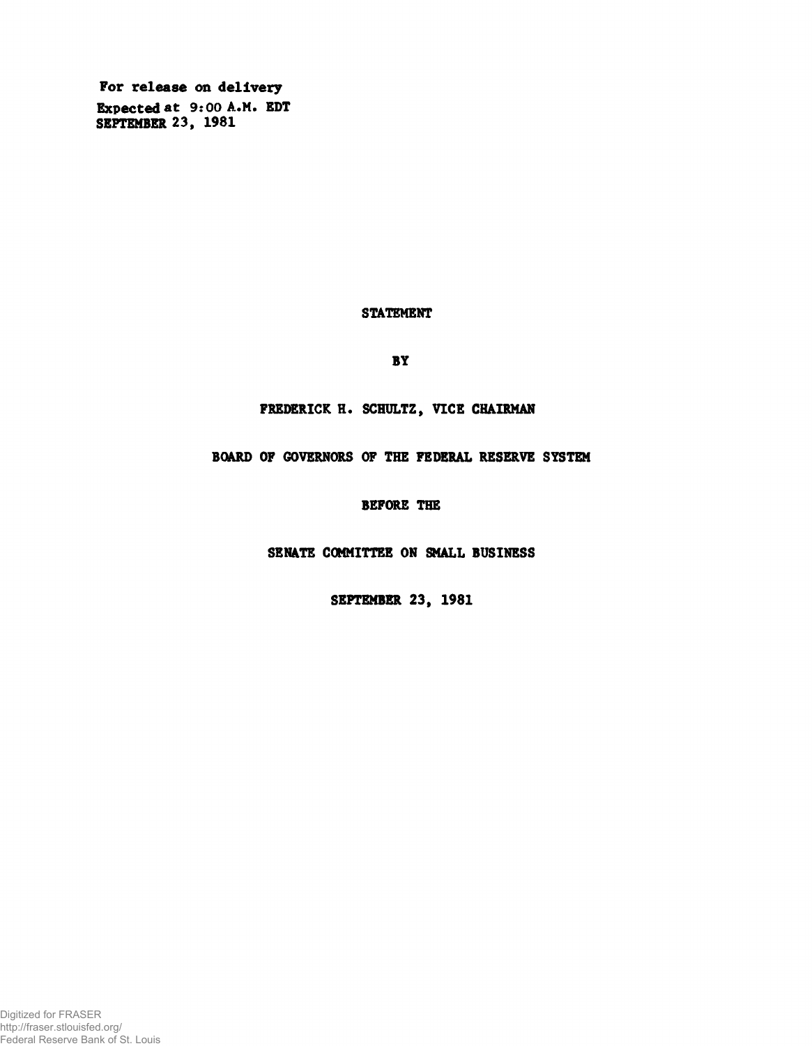For release on delivery
Expected at 9:00 A.M. EDT
SEPTEMBER 23, 1981

# STATEMENT

BY

FREDERICK H. SCHULTZ, VICE CHAIRMAN

BOARD OF GOVERNORS OF THE FEDERAL RESERVE SYSTEM

BEFORE THE

SENATE COMMITTEE ON SMALL BUSINESS

SEPTEMBER 23, 1981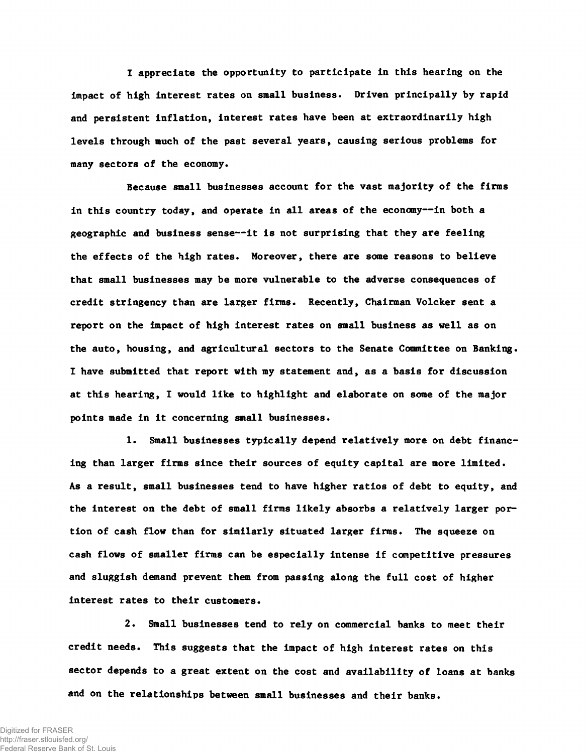I appreciate the opportunity to participate in this hearing on the impact of high interest rates on small business. Driven principally by rapid and persistent inflation, interest rates have been at extraordinarily high levels through much of the past several years, causing serious problems for many sectors of the economy.

Because small businesses account for the vast majority of the firms in this country today, and operate in all areas of the economy--in both a geographic and business sense--it is not surprising that they are feeling the effects of the high rates. Moreover, there are some reasons to believe that small businesses may be more vulnerable to the adverse consequences of credit stringency than are larger firms. Recently, Chairman Volcker sent a report on the impact of high interest rates on small business as well as on the auto, housing, and agricultural sectors to the Senate Committee on Banking. I have submitted that report with my statement and, as a basis for discussion at this hearing, I would like to highlight and elaborate on some of the major points made in it concerning small businesses.

1. Small businesses typically depend relatively more on debt financing than larger firms since their sources of equity capital are more limited. As a result, small businesses tend to have higher ratios of debt to equity, and the interest on the debt of small firms likely absorbs a relatively larger portion of cash flow than for similarly situated larger firms. The squeeze on cash flows of smaller firms can be especially intense if competitive pressures and sluggish demand prevent them from passing along the full cost of higher interest rates to their customers.

2. Small businesses tend to rely on commercial banks to meet their credit needs. This suggests that the impact of high interest rates on this sector depends to a great extent on the cost and availability of loans at banks and on the relationships between small businesses and their banks.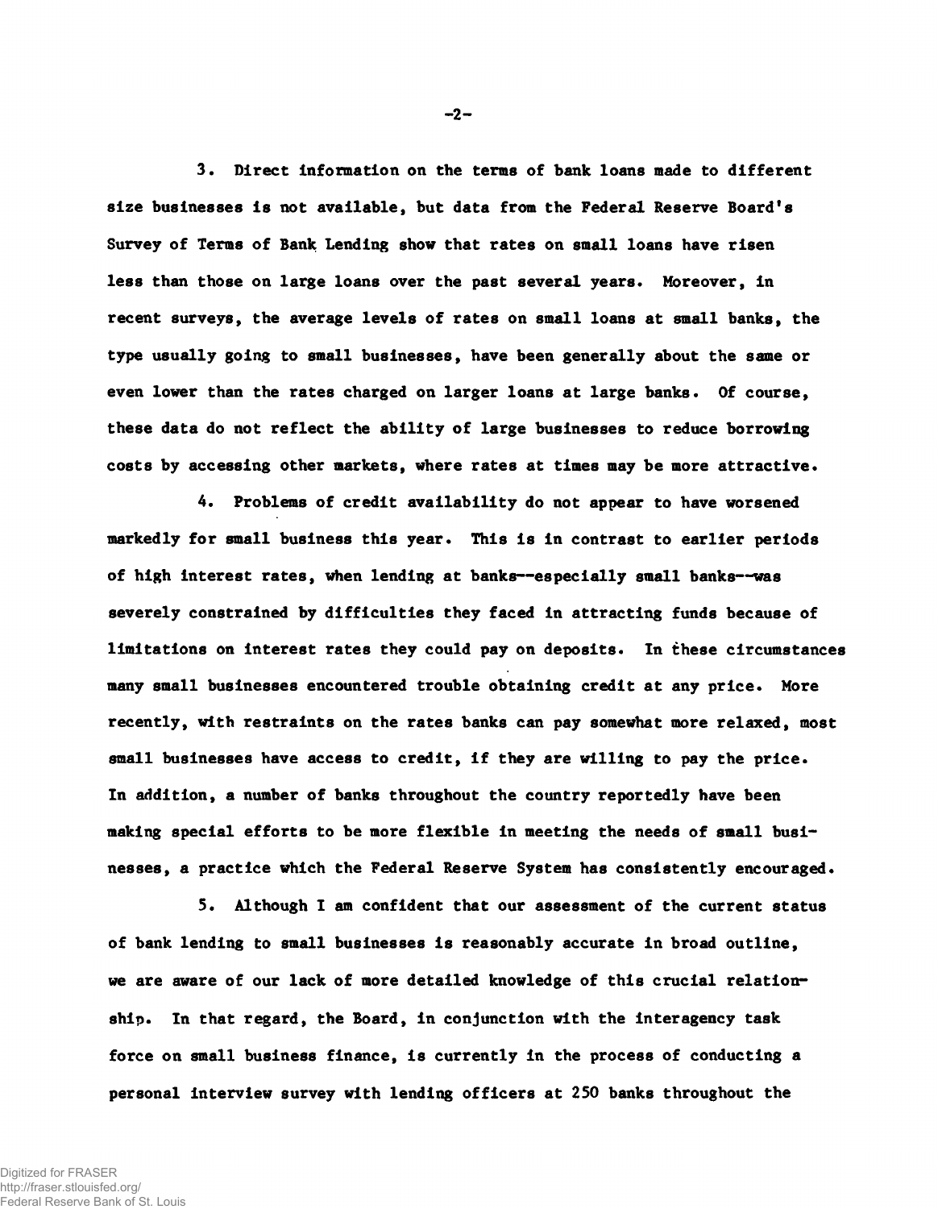3. Direct information on the terms of bank loans made to different size businesses is not available, but data from the Federal Reserve Board's Survey of Terms of Bank Lending show that rates on small loans have risen less than those on large loans over the past several years. Moreover, in recent surveys, the average levels of rates on small loans at small banks, the type usually going to small businesses, have been generally about the same or even lower than the rates charged on larger loans at large banks. Of course, these data do not reflect the ability of large businesses to reduce borrowing costs by accessing other markets, where rates at times may be more attractive.

4. Problems of credit availability do not appear to have worsened markedly for small business this year. This is in contrast to earlier periods of high interest rates, when lending at banks--especially small banks--was severely constrained by difficulties they faced in attracting funds because of limitations on interest rates they could pay on deposits. In these circumstances many small businesses encountered trouble obtaining credit at any price. More recently, with restraints on the rates banks can pay somewhat more relaxed, most small businesses have access to credit, if they are willing to pay the price. In addition, a number of banks throughout the country reportedly have been making special efforts to be more flexible in meeting the needs of small businesses, a practice which the Federal Reserve System has consistently encouraged.

5. Although I am confident that our assessment of the current status of bank lending to small businesses is reasonably accurate in broad outline, we are aware of our lack of more detailed knowledge of this crucial relationship. In that regard, the Board, in conjunction with the interagency task force on small business finance, is currently in the process of conducting a personal interview survey with lending officers at 250 banks throughout the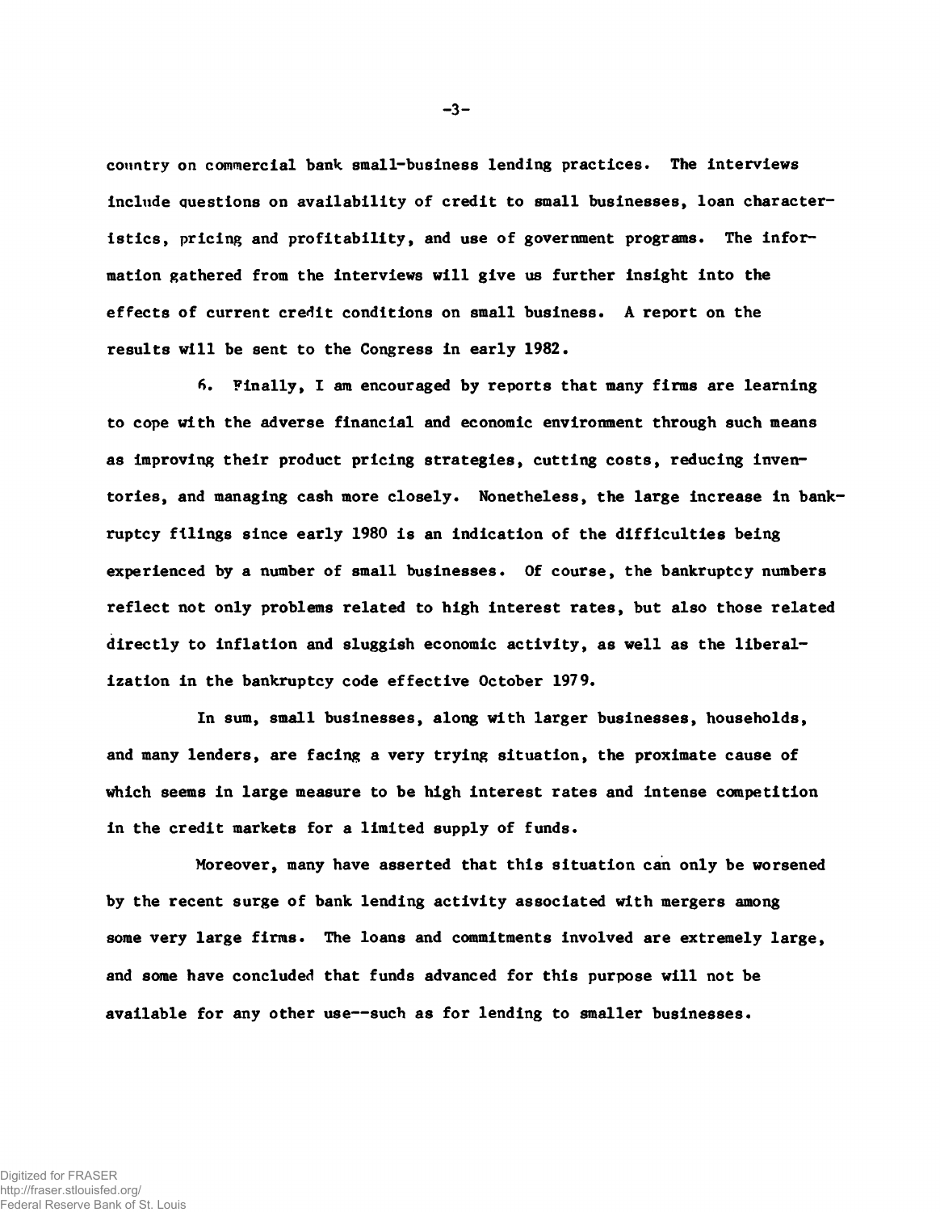country on commercial bank small-business lending practices. The interviews include questions on availability of credit to small businesses, loan characteristics, pricing and profitability, and use of government programs. The information gathered from the interviews will give us further insight into the effects of current credit conditions on small business. A report on the results will be sent to the Congress in early 1982.

6. Finally, I am encouraged by reports that many firms are learning to cope with the adverse financial and economic environment through such means as improving their product pricing strategies, cutting costs, reducing inventories, and managing cash more closely. Nonetheless, the large increase in bankruptcy filings since early 1980 is an indication of the difficulties being experienced by a number of small businesses. Of course, the bankruptcy numbers reflect not only problems related to high interest rates, but also those related directly to inflation and sluggish economic activity, as well as the liberalization in the bankruptcy code effective October 1979.

In sum, small businesses, along with larger businesses, households, and many lenders, are facing a very trying situation, the proximate cause of which seems in large measure to be high interest rates and intense competition in the credit markets for a limited supply of funds.

Moreover, many have asserted that this situation can only be worsened by the recent surge of bank lending activity associated with mergers among some very large firms. The loans and commitments involved are extremely large, and some have concluded that funds advanced for this purpose will not be available for any other use--such as for lending to smaller businesses.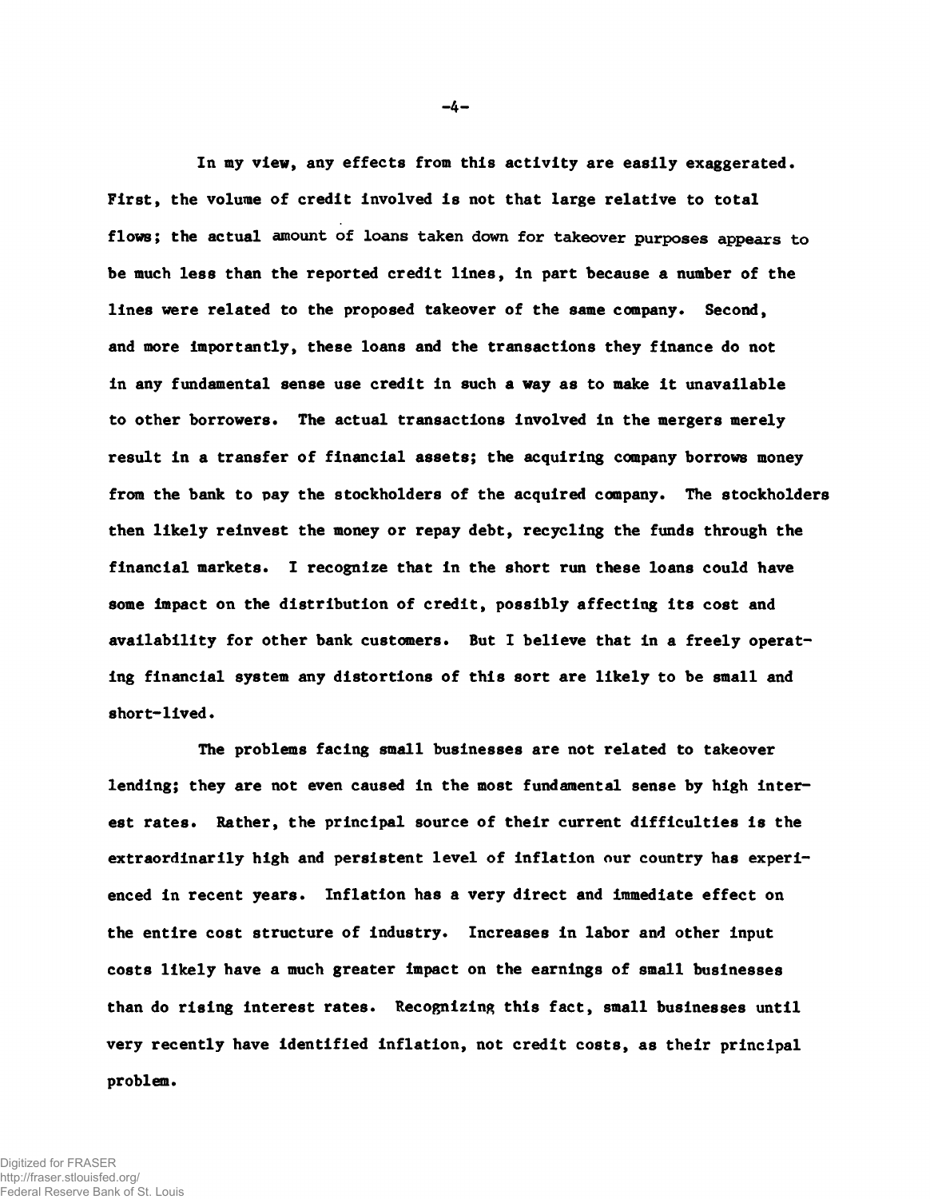In my view, any effects from this activity are easily exaggerated. First, the volume of credit involved is not that large relative to total flows; the actual amount of loans taken down for takeover purposes appears to be much less than the reported credit lines, in part because a number of the lines were related to the proposed takeover of the same company. Second, and more importantly, these loans and the transactions they finance do not in any fundamental sense use credit in such a way as to make it unavailable to other borrowers. The actual transactions involved in the mergers merely result in a transfer of financial assets; the acquiring company borrows money from the bank to pay the stockholders of the acquired company. The stockholders then likely reinvest the money or repay debt, recycling the funds through the financial markets. I recognize that in the short run these loans could have some impact on the distribution of credit, possibly affecting its cost and availability for other bank customers. But I believe that in a freely operating financial system any distortions of this sort are likely to be small and short-lived.

The problems facing small businesses are not related to takeover lending; they are not even caused in the most fundamental sense by high interest rates. Rather, the principal source of their current difficulties is the extraordinarily high and persistent level of inflation our country has experienced in recent years. Inflation has a very direct and immediate effect on the entire cost structure of industry. Increases in labor and other input costs likely have a much greater impact on the earnings of small businesses than do rising interest rates. Recognizing this fact, small businesses until very recently have identified inflation, not credit costs, as their principal problem.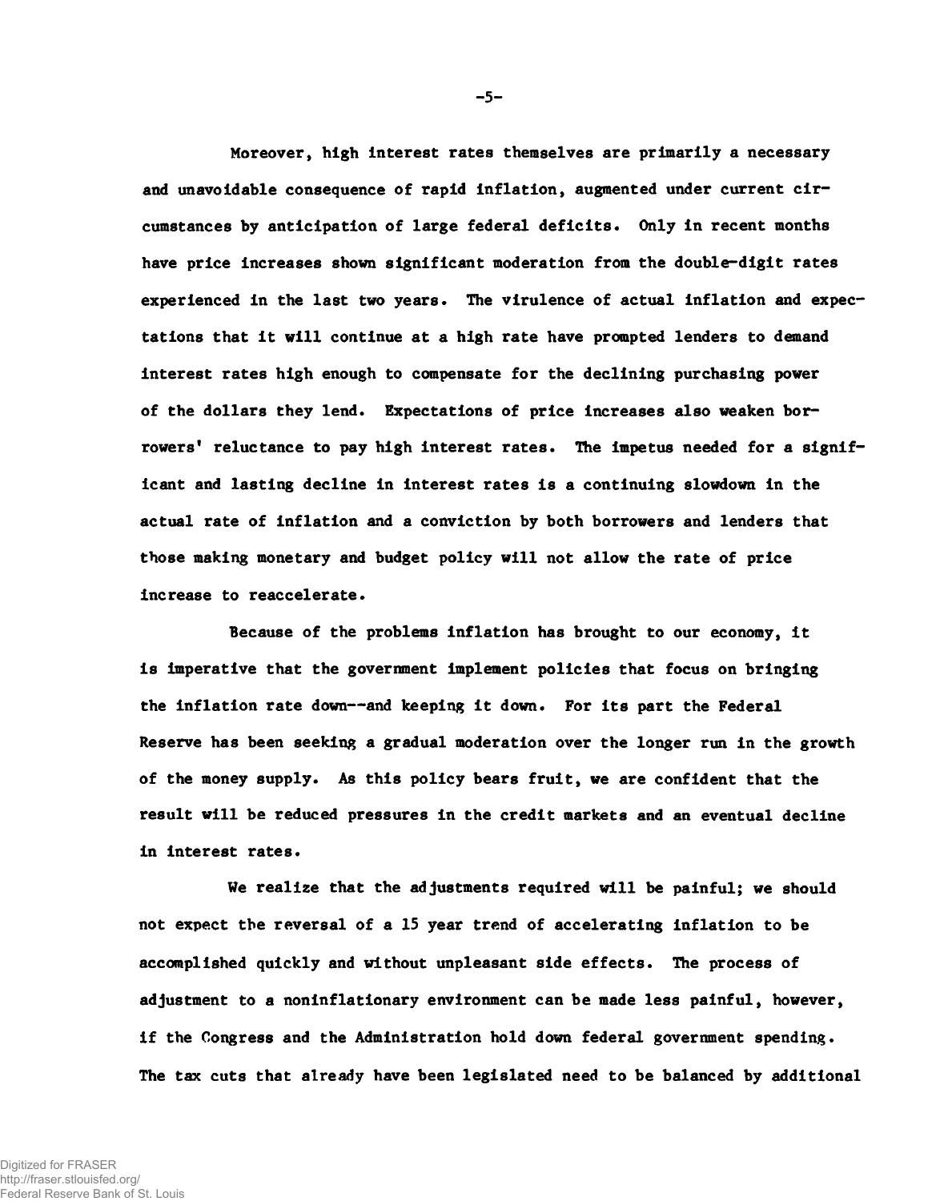Moreover, high interest rates themselves are primarily a necessary and unavoidable consequence of rapid inflation, augmented under current circumstances by anticipation of large federal deficits. Only in recent months have price increases shown significant moderation from the double-digit rates experienced in the last two years. The virulence of actual inflation and expectations that it will continue at a high rate have prompted lenders to demand interest rates high enough to compensate for the declining purchasing power of the dollars they lend. Expectations of price increases also weaken borrowers' reluctance to pay high interest rates. The impetus needed for a significant and lasting decline in interest rates is a continuing slowdown in the actual rate of inflation and a conviction by both borrowers and lenders that those making monetary and budget policy will not allow the rate of price increase to reaccelerate.

Because of the problems inflation has brought to our economy, it is imperative that the government implement policies that focus on bringing the inflation rate down--and keeping it down. For its part the Federal Reserve has been seeking a gradual moderation over the longer run in the growth of the money supply. As this policy bears fruit, we are confident that the result will be reduced pressures in the credit markets and an eventual decline in interest rates.

We realize that the adjustments required will be painful; we should not expect the reversal of a 15 year trend of accelerating inflation to be accomplished quickly and without unpleasant side effects. The process of adjustment to a noninflationary environment can be made less painful, however, if the Congress and the Administration hold down federal government spending. The tax cuts that already have been legislated need to be balanced by additional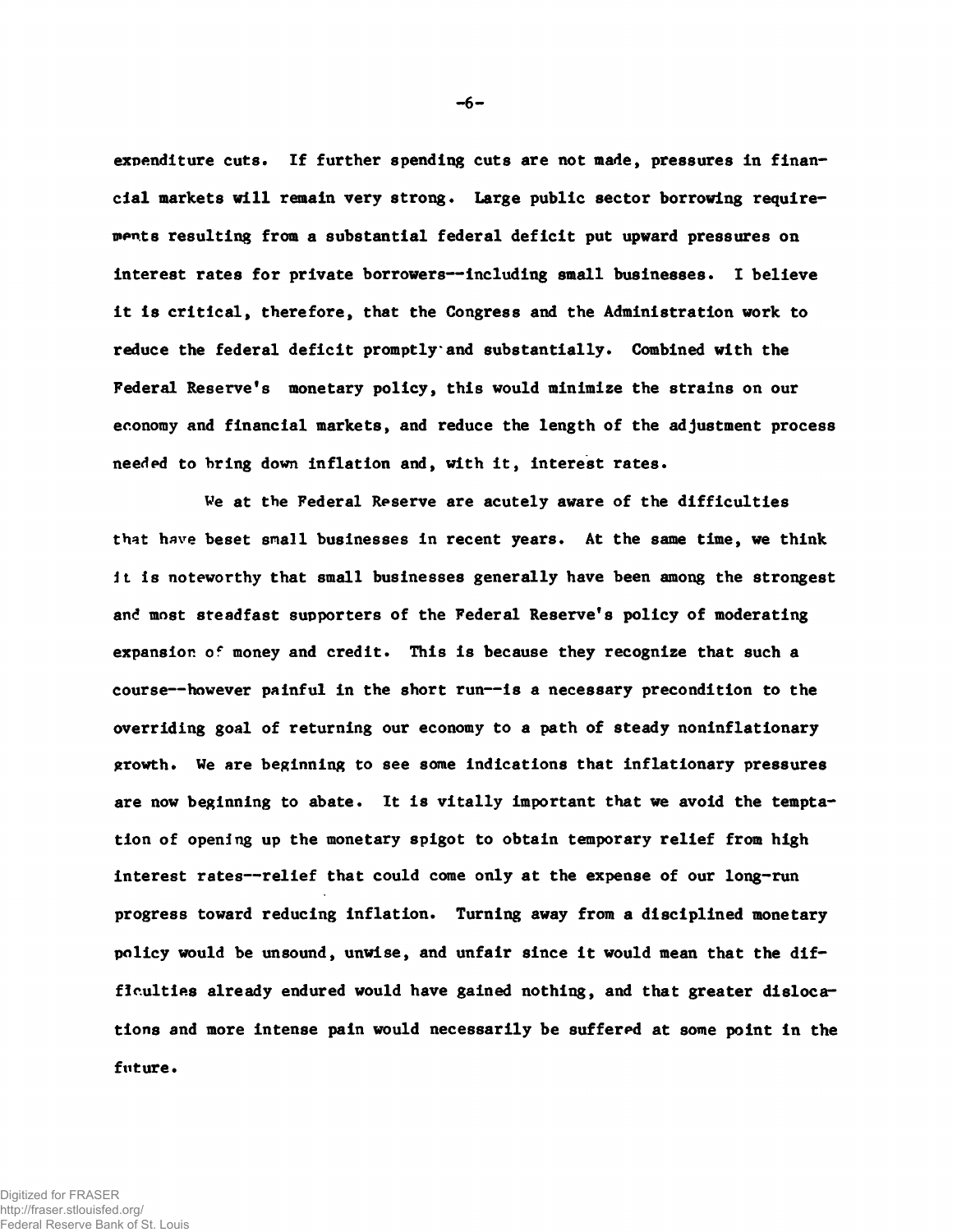expenditure cuts. If further spending cuts are not made, pressures in financial markets will remain very strong. Large public sector borrowing requirements resulting from a substantial federal deficit put upward pressures on interest rates for private borrowers--including small businesses. I believe it is critical, therefore, that the Congress and the Administration work to reduce the federal deficit promptly and substantially. Combined with the Federal Reserve's monetary policy, this would minimize the strains on our economy and financial markets, and reduce the length of the adjustment process needed to bring down inflation and, with it, interest rates.

We at the Federal Reserve are acutely aware of the difficulties that have beset small businesses in recent years. At the same time, we think it is noteworthy that small businesses generally have been among the strongest and most steadfast supporters of the Federal Reserve's policy of moderating expansion of money and credit. This is because they recognize that such a course--however painful in the short run--is a necessary precondition to the overriding goal of returning our economy to a path of steady noninflationary growth. We are beginning to see some indications that inflationary pressures are now beginning to abate. It is vitally important that we avoid the temptation of opening up the monetary spigot to obtain temporary relief from high interest rates--relief that could come only at the expense of our long-run progress toward reducing inflation. Turning away from a disciplined monetary policy would be unsound, unwise, and unfair since it would mean that the difficulties already endured would have gained nothing, and that greater dislocations and more intense pain would necessarily be suffered at some point in the future.